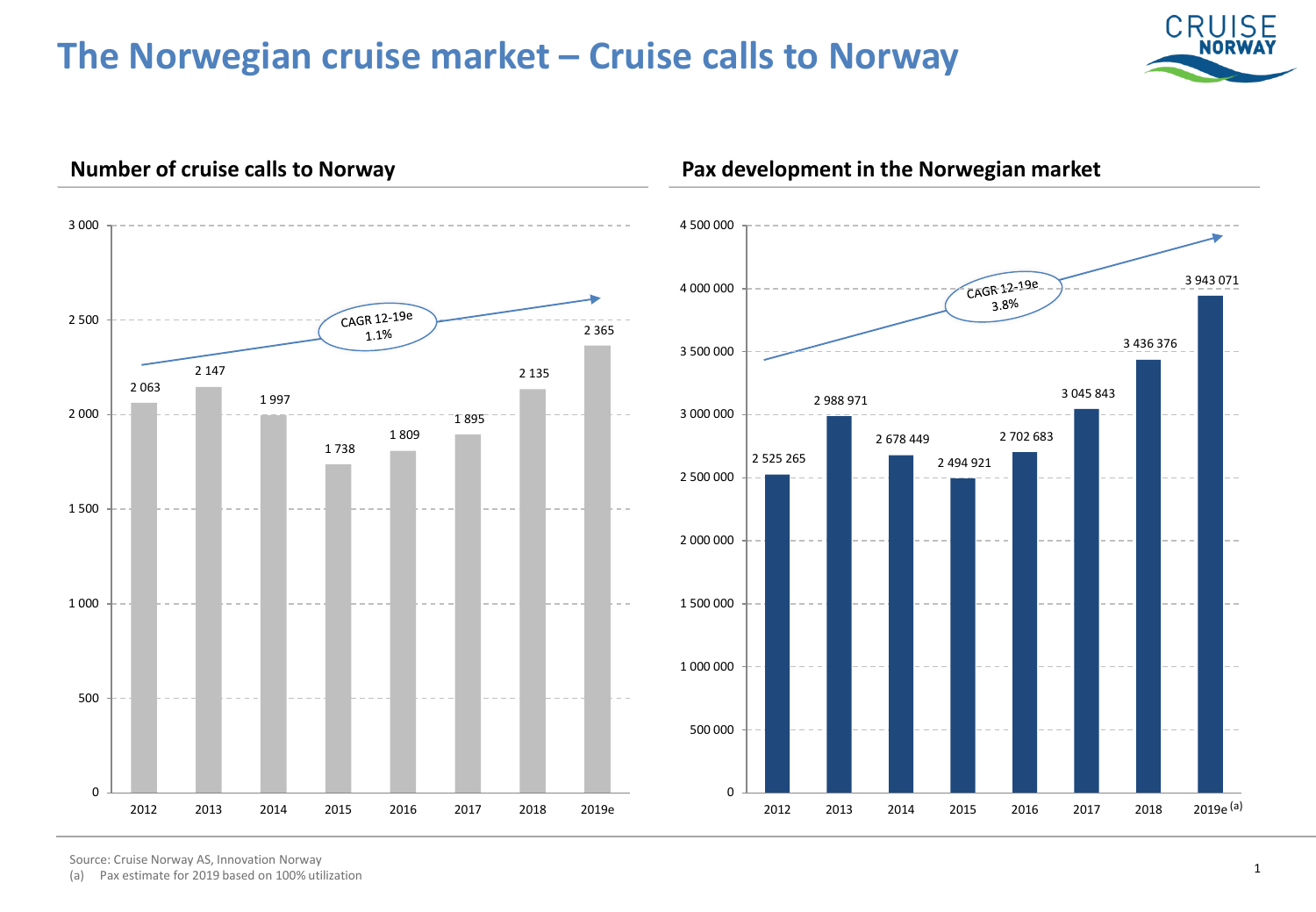# The Norwegian cruise market – Cruise calls to Norway

## Number of cruise calls to Norway

| Year | Cruise calls |
|---|---|
| 2012 | 2 063 |
| 2013 | 2 147 |
| 2014 | 1 997 |
| 2015 | 1 738 |
| 2016 | 1 809 |
| 2017 | 1 895 |
| 2018 | 2 135 |
| 2019e | 2 365 |

CAGR 12-19e 1.1%

## Pax development in the Norwegian market

| Year | Pax |
|---|---|
| 2012 | 2 525 265 |
| 2013 | 2 988 971 |
| 2014 | 2 678 449 |
| 2015 | 2 494 921 |
| 2016 | 2 702 683 |
| 2017 | 3 045 843 |
| 2018 | 3 436 376 |
| 2019e [a] | 3 943 071 |

CAGR 12-19e 3.8%

Source: Cruise Norway AS, Innovation Norway
(a) Pax estimate for 2019 based on 100% utilization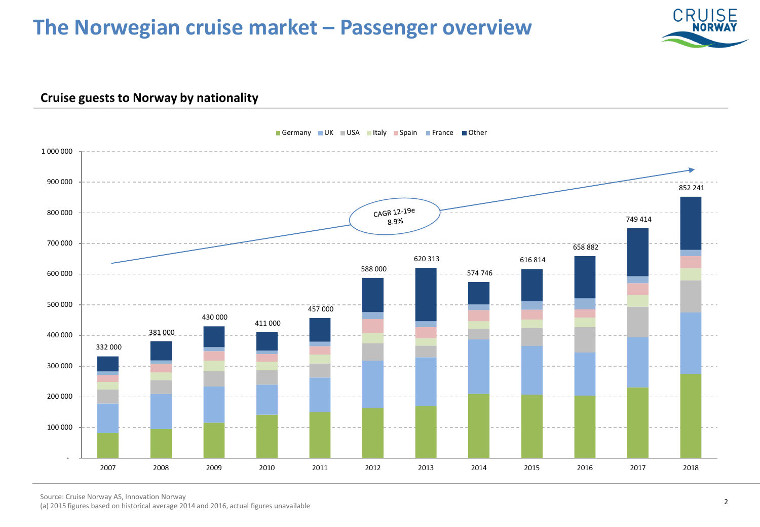# The Norwegian cruise market – Passenger overview

## Cruise guests to Norway by nationality

Germany | UK | USA | Italy | Spain | France | Other

CAGR 12-19e 8.9%

| Year | Total cruise guests |
|---|---|
| 2007 | 332 000 |
| 2008 | 381 000 |
| 2009 | 430 000 |
| 2010 | 411 000 |
| 2011 | 457 000 |
| 2012 | 588 000 |
| 2013 | 620 313 |
| 2014 | 574 746 |
| 2015 | 616 814 |
| 2016 | 658 882 |
| 2017 | 749 414 |
| 2018 | 852 241 |

Source: Cruise Norway AS, Innovation Norway
(a) 2015 figures based on historical average 2014 and 2016, actual figures unavailable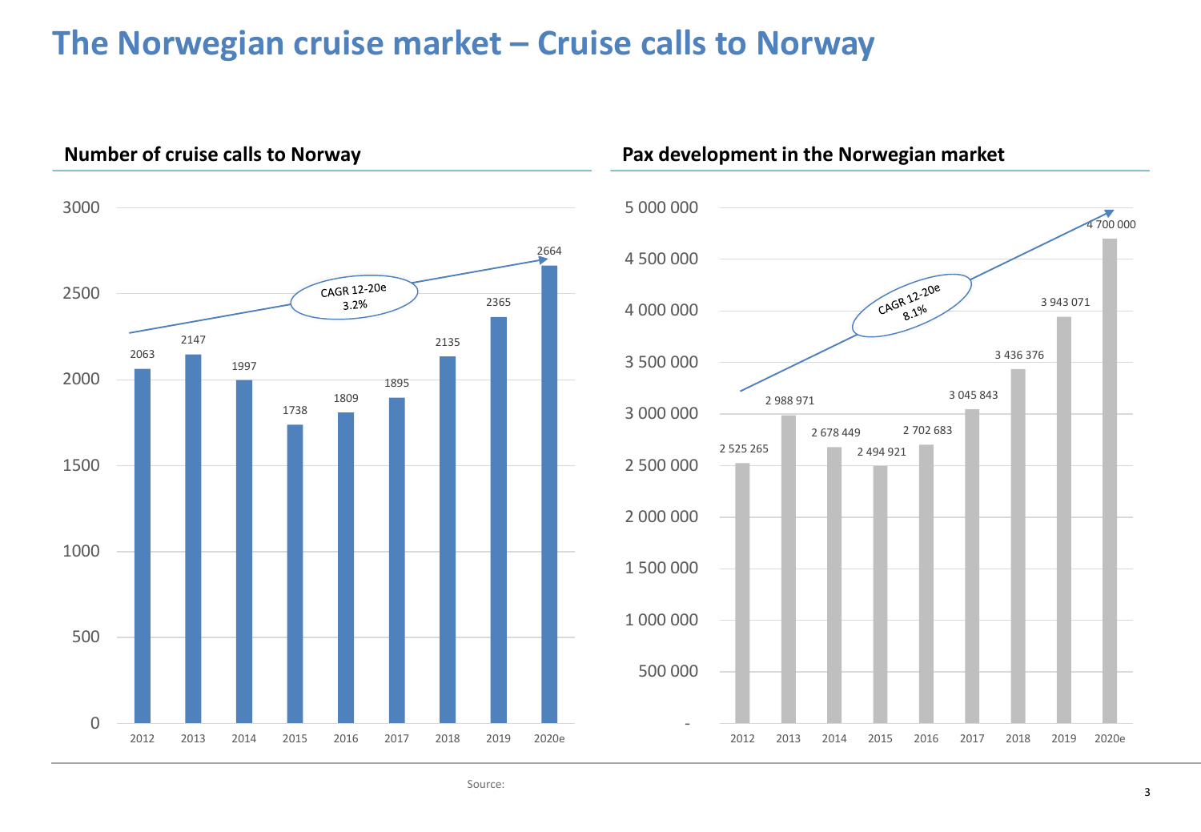# The Norwegian cruise market – Cruise calls to Norway

## Number of cruise calls to Norway

3000
2500
2000
1500
1000
500
0

CAGR 12-20e
3.2%

2012: 2063
2013: 2147
2014: 1997
2015: 1738
2016: 1809
2017: 1895
2018: 2135
2019: 2365
2020e: 2664

## Pax development in the Norwegian market

5 000 000
4 500 000
4 000 000
3 500 000
3 000 000
2 500 000
2 000 000
1 500 000
1 000 000
500 000
-

CAGR 12-20e
8.1%

2012: 2 525 265
2013: 2 988 971
2014: 2 678 449
2015: 2 494 921
2016: 2 702 683
2017: 3 045 843
2018: 3 436 376
2019: 3 943 071
2020e: 4 700 000

Source: